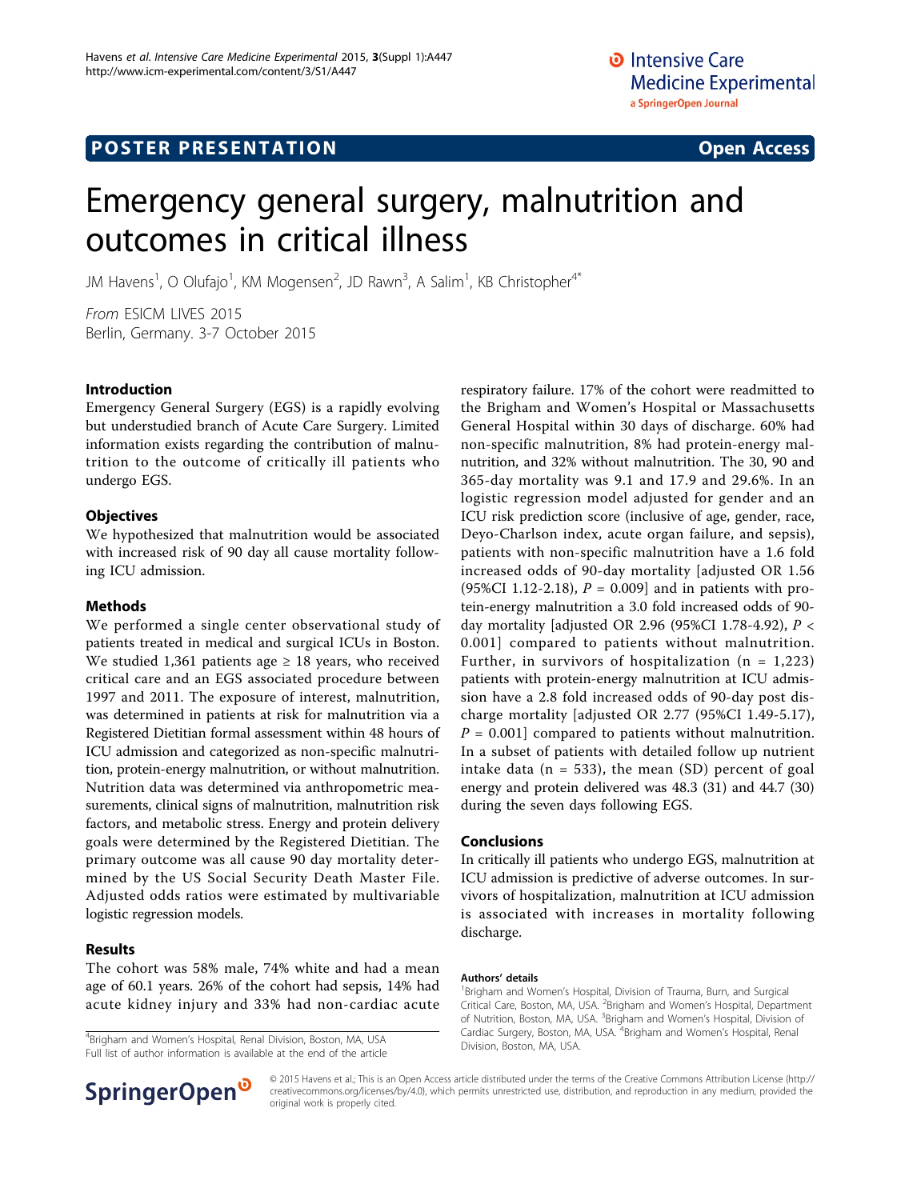POSTER PRESENTATION Open Access

# Emergency general surgery, malnutrition and outcomes in critical illness

JM Havens[1], O Olufajo[1], KM Mogensen[2], JD Rawn[3], A Salim[1], KB Christopher[4*]

From ESICM LIVES 2015
Berlin, Germany. 3-7 October 2015

## Introduction

Emergency General Surgery (EGS) is a rapidly evolving but understudied branch of Acute Care Surgery. Limited information exists regarding the contribution of malnutrition to the outcome of critically ill patients who undergo EGS.

## Objectives

We hypothesized that malnutrition would be associated with increased risk of 90 day all cause mortality following ICU admission.

## Methods

We performed a single center observational study of patients treated in medical and surgical ICUs in Boston. We studied 1,361 patients age ≥ 18 years, who received critical care and an EGS associated procedure between 1997 and 2011. The exposure of interest, malnutrition, was determined in patients at risk for malnutrition via a Registered Dietitian formal assessment within 48 hours of ICU admission and categorized as non-specific malnutrition, protein-energy malnutrition, or without malnutrition. Nutrition data was determined via anthropometric measurements, clinical signs of malnutrition, malnutrition risk factors, and metabolic stress. Energy and protein delivery goals were determined by the Registered Dietitian. The primary outcome was all cause 90 day mortality determined by the US Social Security Death Master File. Adjusted odds ratios were estimated by multivariable logistic regression models.

## Results

The cohort was 58% male, 74% white and had a mean age of 60.1 years. 26% of the cohort had sepsis, 14% had acute kidney injury and 33% had non-cardiac acute respiratory failure. 17% of the cohort were readmitted to the Brigham and Women's Hospital or Massachusetts General Hospital within 30 days of discharge. 60% had non-specific malnutrition, 8% had protein-energy malnutrition, and 32% without malnutrition. The 30, 90 and 365-day mortality was 9.1 and 17.9 and 29.6%. In an logistic regression model adjusted for gender and an ICU risk prediction score (inclusive of age, gender, race, Deyo-Charlson index, acute organ failure, and sepsis), patients with non-specific malnutrition have a 1.6 fold increased odds of 90-day mortality [adjusted OR 1.56 (95%CI 1.12-2.18), $P = 0.009$] and in patients with protein-energy malnutrition a 3.0 fold increased odds of 90-day mortality [adjusted OR 2.96 (95%CI 1.78-4.92), $P < 0.001$] compared to patients without malnutrition. Further, in survivors of hospitalization ($n = 1,223$) patients with protein-energy malnutrition at ICU admission have a 2.8 fold increased odds of 90-day post discharge mortality [adjusted OR 2.77 (95%CI 1.49-5.17), $P = 0.001$] compared to patients without malnutrition. In a subset of patients with detailed follow up nutrient intake data ($n = 533$), the mean (SD) percent of goal energy and protein delivered was 48.3 (31) and 44.7 (30) during the seven days following EGS.

## Conclusions

In critically ill patients who undergo EGS, malnutrition at ICU admission is predictive of adverse outcomes. In survivors of hospitalization, malnutrition at ICU admission is associated with increases in mortality following discharge.

**Authors' details**

[1]Brigham and Women's Hospital, Division of Trauma, Burn, and Surgical Critical Care, Boston, MA, USA. [2]Brigham and Women's Hospital, Department of Nutrition, Boston, MA, USA. [3]Brigham and Women's Hospital, Division of Cardiac Surgery, Boston, MA, USA. [4]Brigham and Women's Hospital, Renal Division, Boston, MA, USA.

[4]Brigham and Women's Hospital, Renal Division, Boston, MA, USA
Full list of author information is available at the end of the article

© 2015 Havens et al.; This is an Open Access article distributed under the terms of the Creative Commons Attribution License (http://creativecommons.org/licenses/by/4.0), which permits unrestricted use, distribution, and reproduction in any medium, provided the original work is properly cited.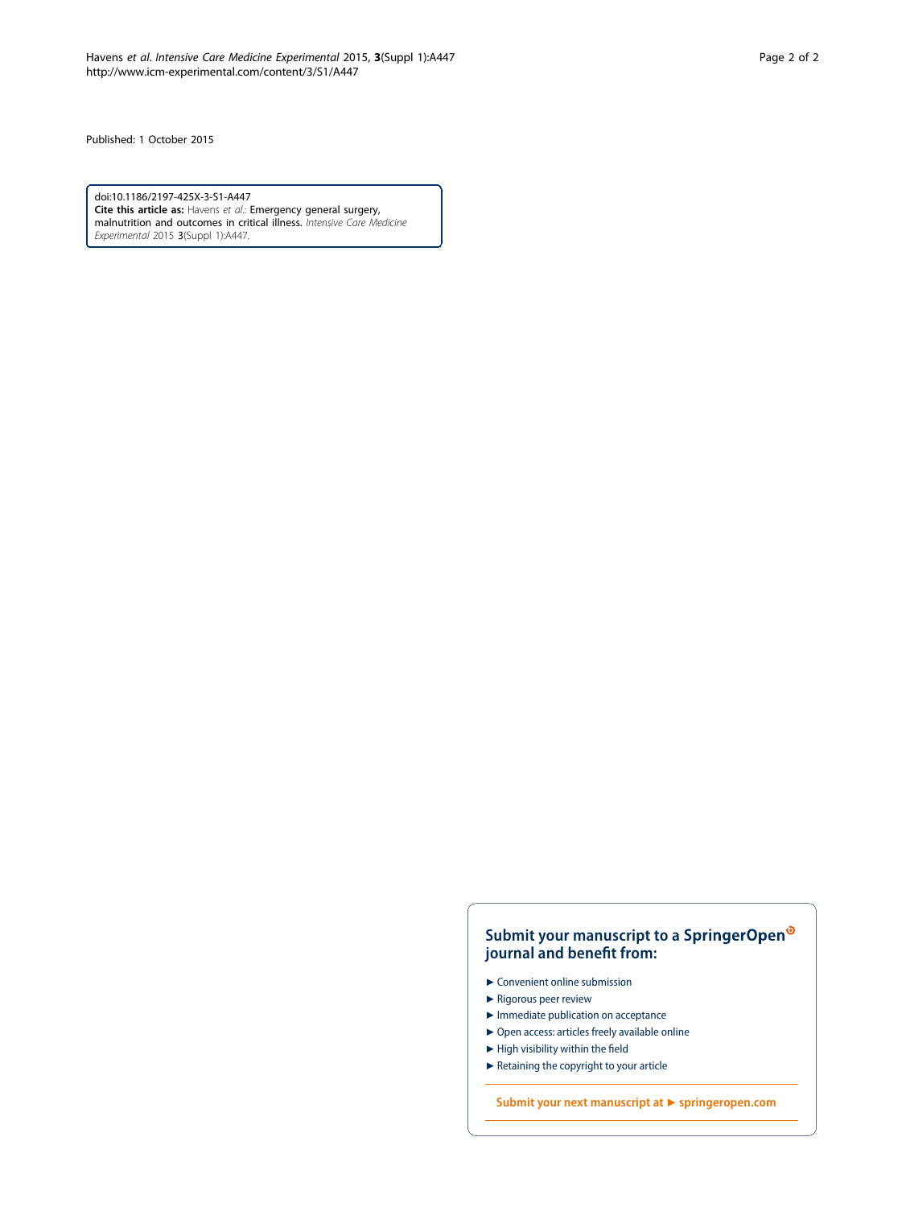Published: 1 October 2015

doi:10.1186/2197-425X-3-S1-A447
**Cite this article as:** Havens *et al.*: Emergency general surgery, malnutrition and outcomes in critical illness. *Intensive Care Medicine Experimental* 2015 **3**(Suppl 1):A447.

**Submit your manuscript to a SpringerOpen journal and benefit from:**

- ► Convenient online submission
- ► Rigorous peer review
- ► Immediate publication on acceptance
- ► Open access: articles freely available online
- ► High visibility within the field
- ► Retaining the copyright to your article

**Submit your next manuscript at ► springeropen.com**